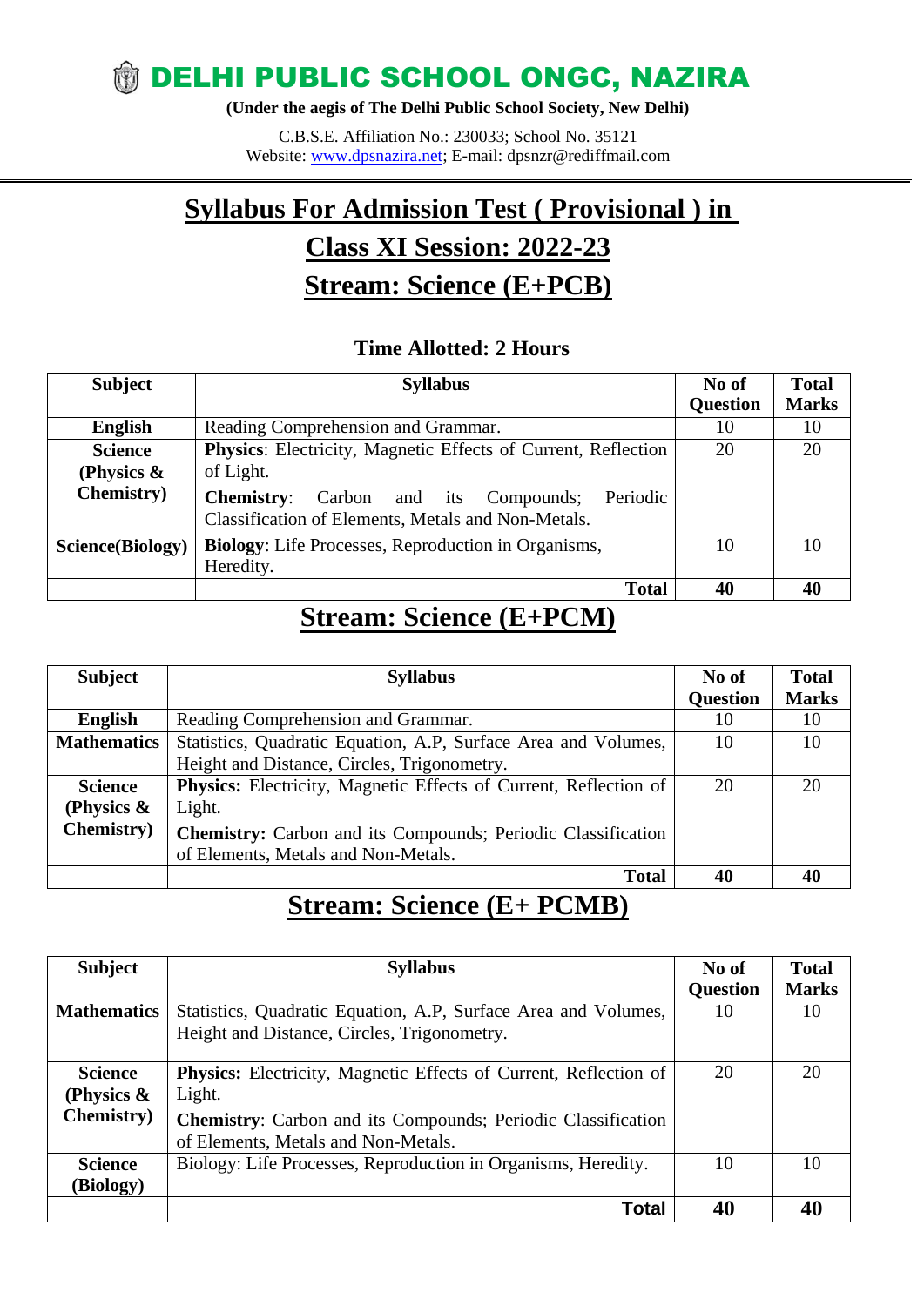# DELHI PUBLIC SCHOOL ONGC, NAZIRA

**(Under the aegis of The Delhi Public School Society, New Delhi)**

C.B.S.E. Affiliation No.: 230033; School No. 35121
Website: www.dpsnazira.net; E-mail: dpsnzr@rediffmail.com

## Syllabus For Admission Test ( Provisional ) in Class XI Session: 2022-23

## Stream: Science (E+PCB)

**Time Allotted: 2 Hours**

| Subject | Syllabus | No of Question | Total Marks |
|---|---|---|---|
| **English** | Reading Comprehension and Grammar. | 10 | 10 |
| **Science (Physics & Chemistry)** | **Physics**: Electricity, Magnetic Effects of Current, Reflection of Light.<br>**Chemistry**: Carbon and its Compounds; Periodic Classification of Elements, Metals and Non-Metals. | 20 | 20 |
| **Science(Biology)** | **Biology**: Life Processes, Reproduction in Organisms, Heredity. | 10 | 10 |
| | **Total** | **40** | **40** |

## Stream: Science (E+PCM)

| Subject | Syllabus | No of Question | Total Marks |
|---|---|---|---|
| **English** | Reading Comprehension and Grammar. | 10 | 10 |
| **Mathematics** | Statistics, Quadratic Equation, A.P, Surface Area and Volumes, Height and Distance, Circles, Trigonometry. | 10 | 10 |
| **Science (Physics & Chemistry)** | **Physics:** Electricity, Magnetic Effects of Current, Reflection of Light.<br>**Chemistry:** Carbon and its Compounds; Periodic Classification of Elements, Metals and Non-Metals. | 20 | 20 |
| | **Total** | **40** | **40** |

## Stream: Science (E+ PCMB)

| Subject | Syllabus | No of Question | Total Marks |
|---|---|---|---|
| **Mathematics** | Statistics, Quadratic Equation, A.P, Surface Area and Volumes, Height and Distance, Circles, Trigonometry. | 10 | 10 |
| **Science (Physics & Chemistry)** | **Physics:** Electricity, Magnetic Effects of Current, Reflection of Light.<br>**Chemistry**: Carbon and its Compounds; Periodic Classification of Elements, Metals and Non-Metals. | 20 | 20 |
| **Science (Biology)** | Biology: Life Processes, Reproduction in Organisms, Heredity. | 10 | 10 |
| | **Total** | **40** | **40** |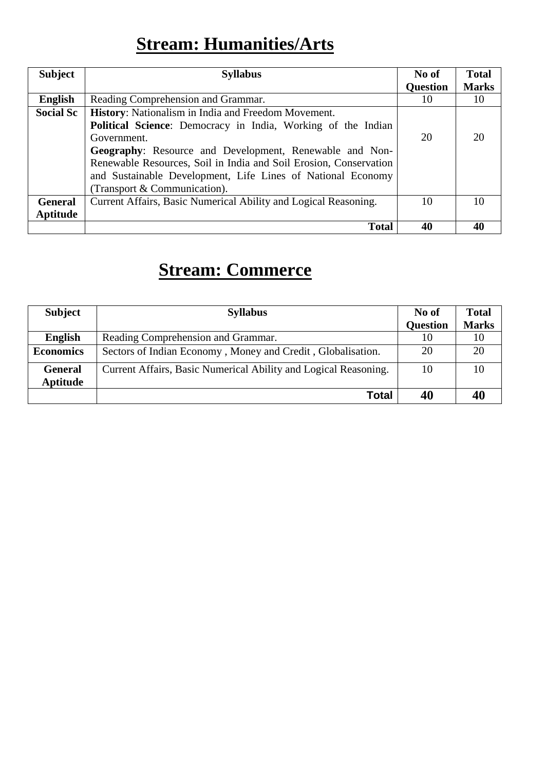## Stream: Humanities/Arts

| Subject | Syllabus | No of Question | Total Marks |
|---|---|---|---|
| **English** | Reading Comprehension and Grammar. | 10 | 10 |
| **Social Sc** | **History**: Nationalism in India and Freedom Movement.<br>**Political Science**: Democracy in India, Working of the Indian Government.<br>**Geography**: Resource and Development, Renewable and Non-Renewable Resources, Soil in India and Soil Erosion, Conservation and Sustainable Development, Life Lines of National Economy (Transport & Communication). | 20 | 20 |
| **General Aptitude** | Current Affairs, Basic Numerical Ability and Logical Reasoning. | 10 | 10 |
| | **Total** | **40** | **40** |

## Stream: Commerce

| Subject | Syllabus | No of Question | Total Marks |
|---|---|---|---|
| **English** | Reading Comprehension and Grammar. | 10 | 10 |
| **Economics** | Sectors of Indian Economy , Money and Credit , Globalisation. | 20 | 20 |
| **General Aptitude** | Current Affairs, Basic Numerical Ability and Logical Reasoning. | 10 | 10 |
| | **Total** | **40** | **40** |